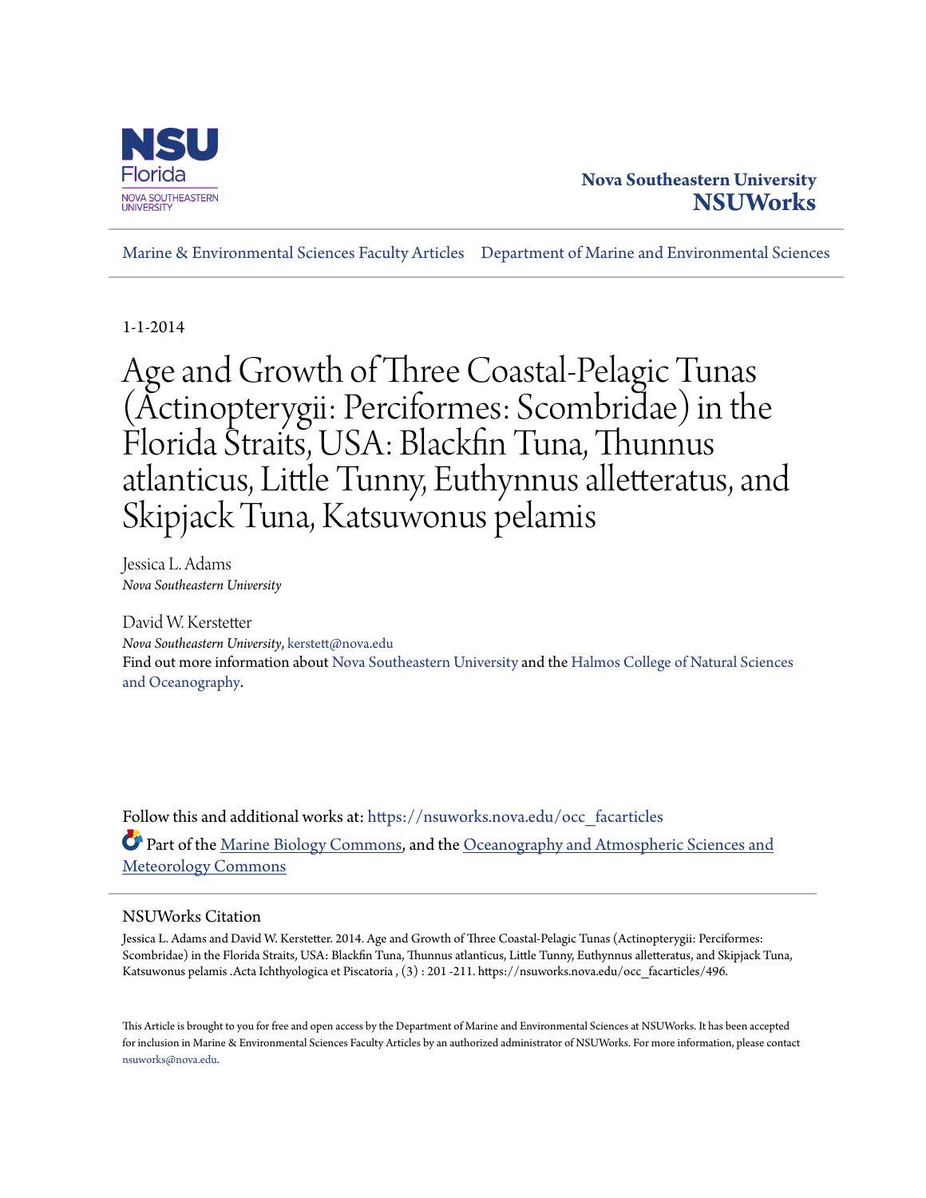Nova Southeastern University
**NSUWorks**

Marine & Environmental Sciences Faculty Articles | Department of Marine and Environmental Sciences

1-1-2014

# Age and Growth of Three Coastal-Pelagic Tunas (Actinopterygii: Perciformes: Scombridae) in the Florida Straits, USA: Blackfin Tuna, Thunnus atlanticus, Little Tunny, Euthynnus alletteratus, and Skipjack Tuna, Katsuwonus pelamis

Jessica L. Adams
*Nova Southeastern University*

David W. Kerstetter
*Nova Southeastern University*, kerstett@nova.edu

Find out more information about Nova Southeastern University and the Halmos College of Natural Sciences and Oceanography.

Follow this and additional works at: https://nsuworks.nova.edu/occ_facarticles

Part of the Marine Biology Commons, and the Oceanography and Atmospheric Sciences and Meteorology Commons

## NSUWorks Citation

Jessica L. Adams and David W. Kerstetter. 2014. Age and Growth of Three Coastal-Pelagic Tunas (Actinopterygii: Perciformes: Scombridae) in the Florida Straits, USA: Blackfin Tuna, Thunnus atlanticus, Little Tunny, Euthynnus alletteratus, and Skipjack Tuna, Katsuwonus pelamis .Acta Ichthyologica et Piscatoria , (3) : 201 -211. https://nsuworks.nova.edu/occ_facarticles/496.

This Article is brought to you for free and open access by the Department of Marine and Environmental Sciences at NSUWorks. It has been accepted for inclusion in Marine & Environmental Sciences Faculty Articles by an authorized administrator of NSUWorks. For more information, please contact nsuworks@nova.edu.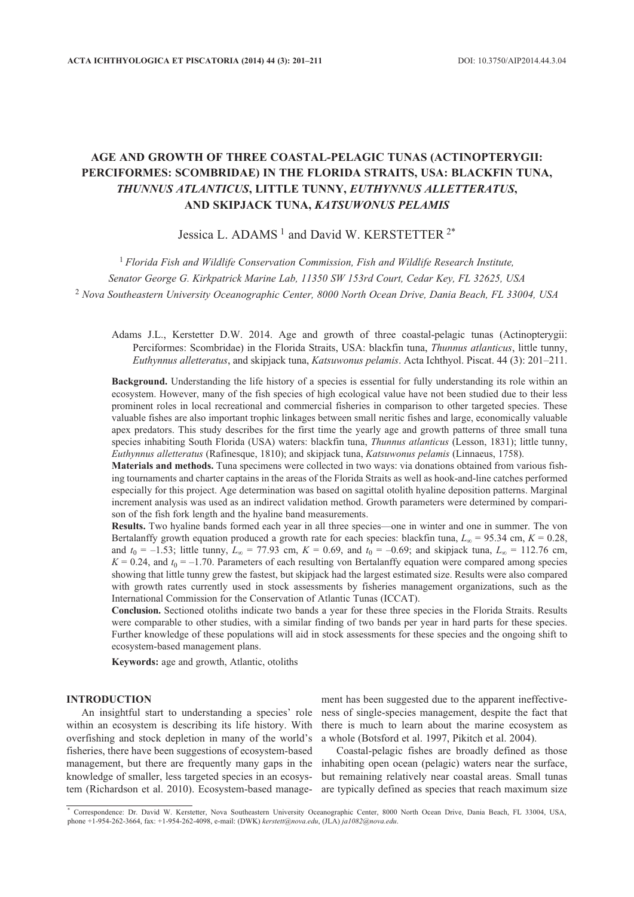# AGE AND GROWTH OF THREE COASTAL-PELAGIC TUNAS (ACTINOPTERYGII: PERCIFORMES: SCOMBRIDAE) IN THE FLORIDA STRAITS, USA: BLACKFIN TUNA, *THUNNUS ATLANTICUS*, LITTLE TUNNY, *EUTHYNNUS ALLETTERATUS*, AND SKIPJACK TUNA, *KATSUWONUS PELAMIS*

Jessica L. ADAMS [1] and David W. KERSTETTER [2*]

[1] *Florida Fish and Wildlife Conservation Commission, Fish and Wildlife Research Institute, Senator George G. Kirkpatrick Marine Lab, 11350 SW 153rd Court, Cedar Key, FL 32625, USA*

[2] *Nova Southeastern University Oceanographic Center, 8000 North Ocean Drive, Dania Beach, FL 33004, USA*

Adams J.L., Kerstetter D.W. 2014. Age and growth of three coastal-pelagic tunas (Actinopterygii: Perciformes: Scombridae) in the Florida Straits, USA: blackfin tuna, *Thunnus atlanticus*, little tunny, *Euthynnus alletteratus*, and skipjack tuna, *Katsuwonus pelamis*. Acta Ichthyol. Piscat. 44 (3): 201–211.

**Background.** Understanding the life history of a species is essential for fully understanding its role within an ecosystem. However, many of the fish species of high ecological value have not been studied due to their less prominent roles in local recreational and commercial fisheries in comparison to other targeted species. These valuable fishes are also important trophic linkages between small neritic fishes and large, economically valuable apex predators. This study describes for the first time the yearly age and growth patterns of three small tuna species inhabiting South Florida (USA) waters: blackfin tuna, *Thunnus atlanticus* (Lesson, 1831); little tunny, *Euthynnus alletteratus* (Rafinesque, 1810); and skipjack tuna, *Katsuwonus pelamis* (Linnaeus, 1758).

**Materials and methods.** Tuna specimens were collected in two ways: via donations obtained from various fishing tournaments and charter captains in the areas of the Florida Straits as well as hook-and-line catches performed especially for this project. Age determination was based on sagittal otolith hyaline deposition patterns. Marginal increment analysis was used as an indirect validation method. Growth parameters were determined by comparison of the fish fork length and the hyaline band measurements.

**Results.** Two hyaline bands formed each year in all three species—one in winter and one in summer. The von Bertalanffy growth equation produced a growth rate for each species: blackfin tuna, $L_\infty = 95.34$ cm, $K = 0.28$, and $t_0 = -1.53$; little tunny, $L_\infty = 77.93$ cm, $K = 0.69$, and $t_0 = -0.69$; and skipjack tuna, $L_\infty = 112.76$ cm, $K = 0.24$, and $t_0 = -1.70$. Parameters of each resulting von Bertalanffy equation were compared among species showing that little tunny grew the fastest, but skipjack had the largest estimated size. Results were also compared with growth rates currently used in stock assessments by fisheries management organizations, such as the International Commission for the Conservation of Atlantic Tunas (ICCAT).

**Conclusion.** Sectioned otoliths indicate two bands a year for these three species in the Florida Straits. Results were comparable to other studies, with a similar finding of two bands per year in hard parts for these species. Further knowledge of these populations will aid in stock assessments for these species and the ongoing shift to ecosystem-based management plans.

**Keywords:** age and growth, Atlantic, otoliths

## INTRODUCTION

An insightful start to understanding a species' role within an ecosystem is describing its life history. With overfishing and stock depletion in many of the world's fisheries, there have been suggestions of ecosystem-based management, but there are frequently many gaps in the knowledge of smaller, less targeted species in an ecosystem (Richardson et al. 2010). Ecosystem-based management has been suggested due to the apparent ineffectiveness of single-species management, despite the fact that there is much to learn about the marine ecosystem as a whole (Botsford et al. 1997, Pikitch et al. 2004).

Coastal-pelagic fishes are broadly defined as those inhabiting open ocean (pelagic) waters near the surface, but remaining relatively near coastal areas. Small tunas are typically defined as species that reach maximum size

\* Correspondence: Dr. David W. Kerstetter, Nova Southeastern University Oceanographic Center, 8000 North Ocean Drive, Dania Beach, FL 33004, USA, phone +1-954-262-3664, fax: +1-954-262-4098, e-mail: (DWK) *kerstett@nova.edu*, (JLA) *ja1082@nova.edu*.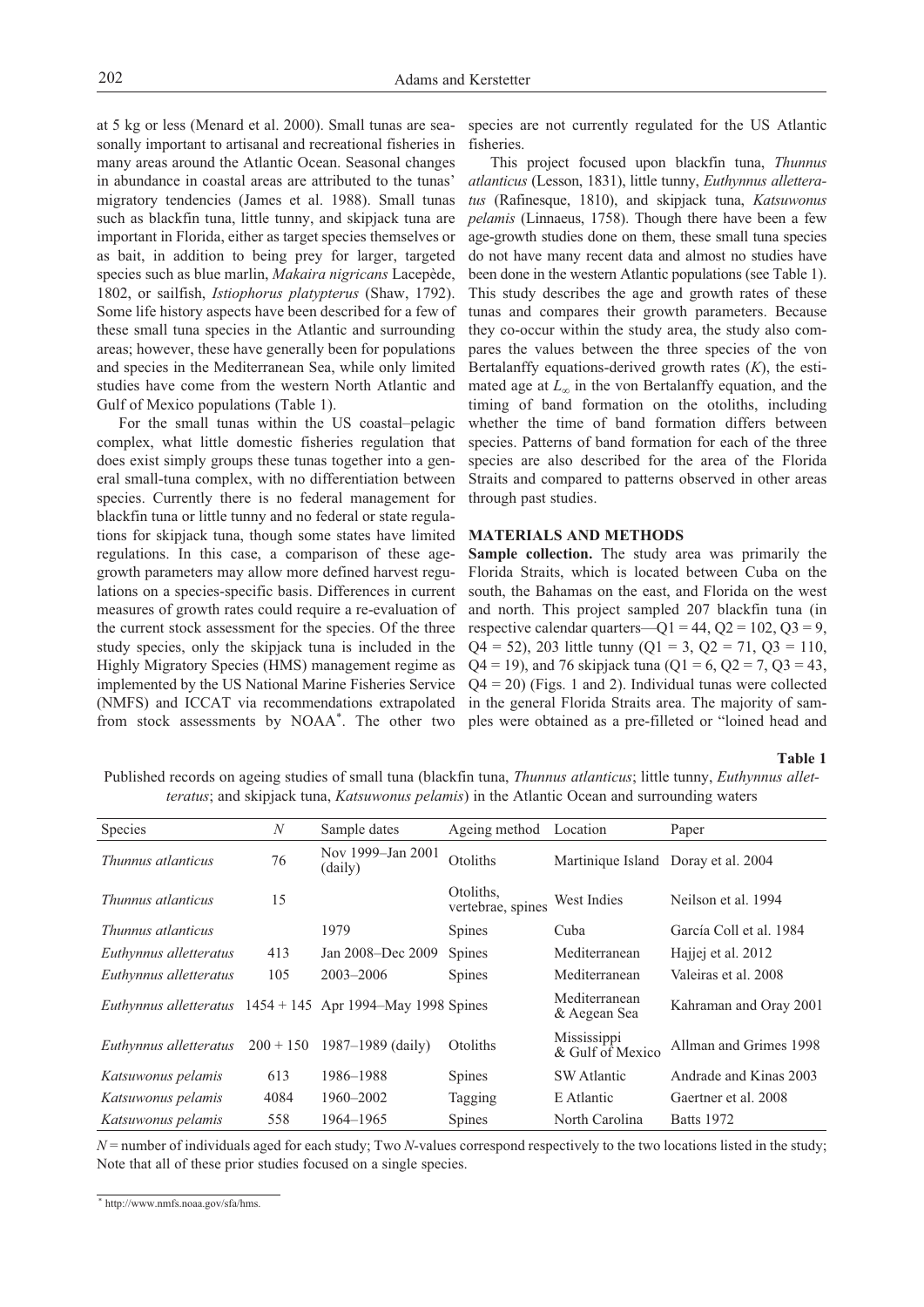at 5 kg or less (Menard et al. 2000). Small tunas are seasonally important to artisanal and recreational fisheries in many areas around the Atlantic Ocean. Seasonal changes in abundance in coastal areas are attributed to the tunas' migratory tendencies (James et al. 1988). Small tunas such as blackfin tuna, little tunny, and skipjack tuna are important in Florida, either as target species themselves or as bait, in addition to being prey for larger, targeted species such as blue marlin, *Makaira nigricans* Lacepède, 1802, or sailfish, *Istiophorus platypterus* (Shaw, 1792). Some life history aspects have been described for a few of these small tuna species in the Atlantic and surrounding areas; however, these have generally been for populations and species in the Mediterranean Sea, while only limited studies have come from the western North Atlantic and Gulf of Mexico populations (Table 1).

For the small tunas within the US coastal–pelagic complex, what little domestic fisheries regulation that does exist simply groups these tunas together into a general small-tuna complex, with no differentiation between species. Currently there is no federal management for blackfin tuna or little tunny and no federal or state regulations for skipjack tuna, though some states have limited regulations. In this case, a comparison of these age-growth parameters may allow more defined harvest regulations on a species-specific basis. Differences in current measures of growth rates could require a re-evaluation of the current stock assessment for the species. Of the three study species, only the skipjack tuna is included in the Highly Migratory Species (HMS) management regime as implemented by the US National Marine Fisheries Service (NMFS) and ICCAT via recommendations extrapolated from stock assessments by NOAA*. The other two species are not currently regulated for the US Atlantic fisheries.

This project focused upon blackfin tuna, *Thunnus atlanticus* (Lesson, 1831), little tunny, *Euthynnus alletteratus* (Rafinesque, 1810), and skipjack tuna, *Katsuwonus pelamis* (Linnaeus, 1758). Though there have been a few age-growth studies done on them, these small tuna species do not have many recent data and almost no studies have been done in the western Atlantic populations (see Table 1). This study describes the age and growth rates of these tunas and compares their growth parameters. Because they co-occur within the study area, the study also compares the values between the three species of the von Bertalanffy equations-derived growth rates ($K$), the estimated age at $L_\infty$ in the von Bertalanffy equation, and the timing of band formation on the otoliths, including whether the time of band formation differs between species. Patterns of band formation for each of the three species are also described for the area of the Florida Straits and compared to patterns observed in other areas through past studies.

## MATERIALS AND METHODS

**Sample collection.** The study area was primarily the Florida Straits, which is located between Cuba on the south, the Bahamas on the east, and Florida on the west and north. This project sampled 207 blackfin tuna (in respective calendar quarters—Q1 = 44, Q2 = 102, Q3 = 9, Q4 = 52), 203 little tunny (Q1 = 3, Q2 = 71, Q3 = 110, Q4 = 19), and 76 skipjack tuna (Q1 = 6, Q2 = 7, Q3 = 43, Q4 = 20) (Figs. 1 and 2). Individual tunas were collected in the general Florida Straits area. The majority of samples were obtained as a pre-filleted or "loined head and

**Table 1**

Published records on ageing studies of small tuna (blackfin tuna, *Thunnus atlanticus*; little tunny, *Euthynnus alletteratus*; and skipjack tuna, *Katsuwonus pelamis*) in the Atlantic Ocean and surrounding waters

| Species | $N$ | Sample dates | Ageing method | Location | Paper |
|---|---|---|---|---|---|
| *Thunnus atlanticus* | 76 | Nov 1999–Jan 2001 (daily) | Otoliths | Martinique Island | Doray et al. 2004 |
| *Thunnus atlanticus* | 15 | | Otoliths, vertebrae, spines | West Indies | Neilson et al. 1994 |
| *Thunnus atlanticus* | | 1979 | Spines | Cuba | García Coll et al. 1984 |
| *Euthynnus alletteratus* | 413 | Jan 2008–Dec 2009 | Spines | Mediterranean | Hajjej et al. 2012 |
| *Euthynnus alletteratus* | 105 | 2003–2006 | Spines | Mediterranean | Valeiras et al. 2008 |
| *Euthynnus alletteratus* | 1454 + 145 | Apr 1994–May 1998 | Spines | Mediterranean & Aegean Sea | Kahraman and Oray 2001 |
| *Euthynnus alletteratus* | 200 + 150 | 1987–1989 (daily) | Otoliths | Mississippi & Gulf of Mexico | Allman and Grimes 1998 |
| *Katsuwonus pelamis* | 613 | 1986–1988 | Spines | SW Atlantic | Andrade and Kinas 2003 |
| *Katsuwonus pelamis* | 4084 | 1960–2002 | Tagging | E Atlantic | Gaertner et al. 2008 |
| *Katsuwonus pelamis* | 558 | 1964–1965 | Spines | North Carolina | Batts 1972 |

$N$ = number of individuals aged for each study; Two $N$-values correspond respectively to the two locations listed in the study; Note that all of these prior studies focused on a single species.

* http://www.nmfs.noaa.gov/sfa/hms.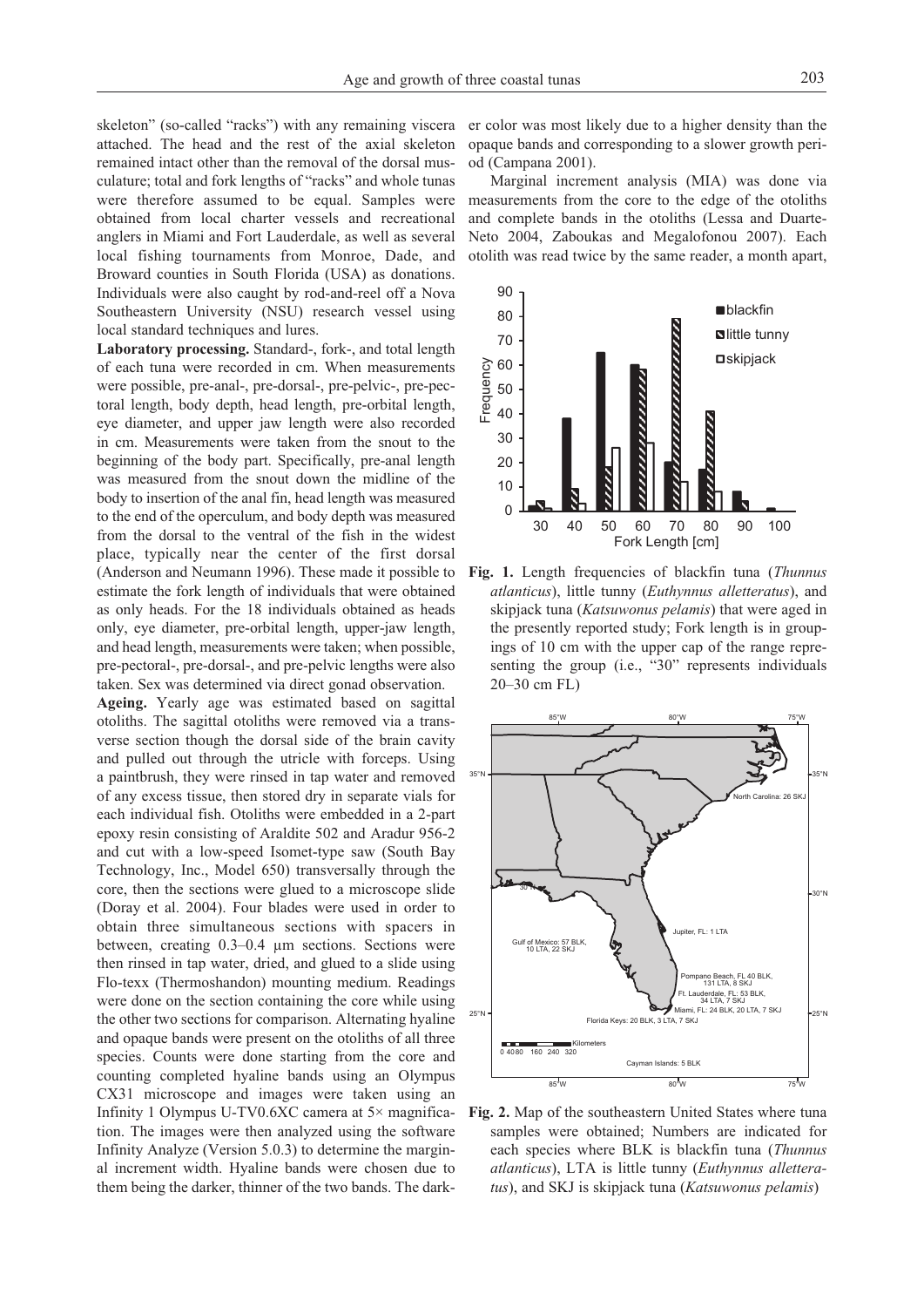skeleton" (so-called "racks") with any remaining viscera attached. The head and the rest of the axial skeleton remained intact other than the removal of the dorsal musculature; total and fork lengths of "racks" and whole tunas were therefore assumed to be equal. Samples were obtained from local charter vessels and recreational anglers in Miami and Fort Lauderdale, as well as several local fishing tournaments from Monroe, Dade, and Broward counties in South Florida (USA) as donations. Individuals were also caught by rod-and-reel off a Nova Southeastern University (NSU) research vessel using local standard techniques and lures.

**Laboratory processing.** Standard-, fork-, and total length of each tuna were recorded in cm. When measurements were possible, pre-anal-, pre-dorsal-, pre-pelvic-, pre-pectoral length, body depth, head length, pre-orbital length, eye diameter, and upper jaw length were also recorded in cm. Measurements were taken from the snout to the beginning of the body part. Specifically, pre-anal length was measured from the snout down the midline of the body to insertion of the anal fin, head length was measured to the end of the operculum, and body depth was measured from the dorsal to the ventral of the fish in the widest place, typically near the center of the first dorsal (Anderson and Neumann 1996). These made it possible to estimate the fork length of individuals that were obtained as only heads. For the 18 individuals obtained as heads only, eye diameter, pre-orbital length, upper-jaw length, and head length, measurements were taken; when possible, pre-pectoral-, pre-dorsal-, and pre-pelvic lengths were also taken. Sex was determined via direct gonad observation.

**Ageing.** Yearly age was estimated based on sagittal otoliths. The sagittal otoliths were removed via a transverse section though the dorsal side of the brain cavity and pulled out through the utricle with forceps. Using a paintbrush, they were rinsed in tap water and removed of any excess tissue, then stored dry in separate vials for each individual fish. Otoliths were embedded in a 2-part epoxy resin consisting of Araldite 502 and Aradur 956-2 and cut with a low-speed Isomet-type saw (South Bay Technology, Inc., Model 650) transversally through the core, then the sections were glued to a microscope slide (Doray et al. 2004). Four blades were used in order to obtain three simultaneous sections with spacers in between, creating 0.3–0.4 µm sections. Sections were then rinsed in tap water, dried, and glued to a slide using Flo-texx (Thermoshandon) mounting medium. Readings were done on the section containing the core while using the other two sections for comparison. Alternating hyaline and opaque bands were present on the otoliths of all three species. Counts were done starting from the core and counting completed hyaline bands using an Olympus CX31 microscope and images were taken using an Infinity 1 Olympus U-TV0.6XC camera at 5× magnification. The images were then analyzed using the software Infinity Analyze (Version 5.0.3) to determine the marginal increment width. Hyaline bands were chosen due to them being the darker, thinner of the two bands. The darker color was most likely due to a higher density than the opaque bands and corresponding to a slower growth period (Campana 2001).

Marginal increment analysis (MIA) was done via measurements from the core to the edge of the otoliths and complete bands in the otoliths (Lessa and Duarte-Neto 2004, Zaboukas and Megalofonou 2007). Each otolith was read twice by the same reader, a month apart,

**Fig. 1.** Length frequencies of blackfin tuna (*Thunnus atlanticus*), little tunny (*Euthynnus alletteratus*), and skipjack tuna (*Katsuwonus pelamis*) that were aged in the presently reported study; Fork length is in groupings of 10 cm with the upper cap of the range representing the group (i.e., "30" represents individuals 20–30 cm FL)

**Fig. 2.** Map of the southeastern United States where tuna samples were obtained; Numbers are indicated for each species where BLK is blackfin tuna (*Thunnus atlanticus*), LTA is little tunny (*Euthynnus alletteratus*), and SKJ is skipjack tuna (*Katsuwonus pelamis*)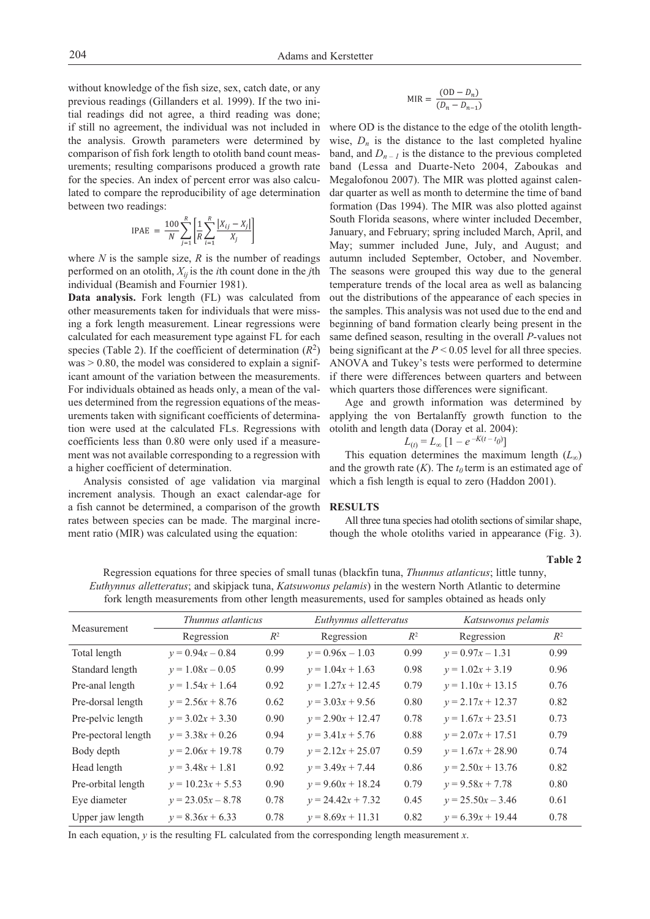without knowledge of the fish size, sex, catch date, or any previous readings (Gillanders et al. 1999). If the two initial readings did not agree, a third reading was done; if still no agreement, the individual was not included in the analysis. Growth parameters were determined by comparison of fish fork length to otolith band count measurements; resulting comparisons produced a growth rate for the species. An index of percent error was also calculated to compare the reproducibility of age determination between two readings:

$$\text{IPAE} = \frac{100}{N}\sum_{j=1}^{R}\left[\frac{1}{R}\sum_{i=1}^{R}\frac{|X_{ij} - X_j|}{X_j}\right]$$

where $N$ is the sample size, $R$ is the number of readings performed on an otolith, $X_{ij}$ is the $i$th count done in the $j$th individual (Beamish and Fournier 1981).

**Data analysis.** Fork length (FL) was calculated from other measurements taken for individuals that were missing a fork length measurement. Linear regressions were calculated for each measurement type against FL for each species (Table 2). If the coefficient of determination ($R^2$) was > 0.80, the model was considered to explain a significant amount of the variation between the measurements. For individuals obtained as heads only, a mean of the values determined from the regression equations of the measurements taken with significant coefficients of determination were used at the calculated FLs. Regressions with coefficients less than 0.80 were only used if a measurement was not available corresponding to a regression with a higher coefficient of determination.

Analysis consisted of age validation via marginal increment analysis. Though an exact calendar-age for a fish cannot be determined, a comparison of the growth rates between species can be made. The marginal increment ratio (MIR) was calculated using the equation:

$$\text{MIR} = \frac{(\text{OD} - D_n)}{(D_n - D_{n-1})}$$

where OD is the distance to the edge of the otolith lengthwise, $D_n$ is the distance to the last completed hyaline band, and $D_{n-1}$ is the distance to the previous completed band (Lessa and Duarte-Neto 2004, Zaboukas and Megalofonou 2007). The MIR was plotted against calendar quarter as well as month to determine the time of band formation (Das 1994). The MIR was also plotted against South Florida seasons, where winter included December, January, and February; spring included March, April, and May; summer included June, July, and August; and autumn included September, October, and November. The seasons were grouped this way due to the general temperature trends of the local area as well as balancing out the distributions of the appearance of each species in the samples. This analysis was not used due to the end and beginning of band formation clearly being present in the same defined season, resulting in the overall $P$-values not being significant at the $P < 0.05$ level for all three species. ANOVA and Tukey's tests were performed to determine if there were differences between quarters and between which quarters those differences were significant.

Age and growth information was determined by applying the von Bertalanffy growth function to the otolith and length data (Doray et al. 2004):

$$L_{(t)} = L_\infty\,[1 - e^{-K(t-t_0)}]$$

This equation determines the maximum length ($L_\infty$) and the growth rate ($K$). The $t_0$ term is an estimated age of which a fish length is equal to zero (Haddon 2001).

## RESULTS

All three tuna species had otolith sections of similar shape, though the whole otoliths varied in appearance (Fig. 3).

**Table 2**

Regression equations for three species of small tunas (blackfin tuna, *Thunnus atlanticus*; little tunny, *Euthynnus alletteratus*; and skipjack tuna, *Katsuwonus pelamis*) in the western North Atlantic to determine fork length measurements from other length measurements, used for samples obtained as heads only

| Measurement | *Thunnus atlanticus* | | *Euthynnus alletteratus* | | *Katsuwonus pelamis* | |
|---|---|---|---|---|---|---|
| | Regression | $R^2$ | Regression | $R^2$ | Regression | $R^2$ |
| Total length | $y = 0.94x - 0.84$ | 0.99 | $y = 0.96x - 1.03$ | 0.99 | $y = 0.97x - 1.31$ | 0.99 |
| Standard length | $y = 1.08x - 0.05$ | 0.99 | $y = 1.04x + 1.63$ | 0.98 | $y = 1.02x + 3.19$ | 0.96 |
| Pre-anal length | $y = 1.54x + 1.64$ | 0.92 | $y = 1.27x + 12.45$ | 0.79 | $y = 1.10x + 13.15$ | 0.76 |
| Pre-dorsal length | $y = 2.56x + 8.76$ | 0.62 | $y = 3.03x + 9.56$ | 0.80 | $y = 2.17x + 12.37$ | 0.82 |
| Pre-pelvic length | $y = 3.02x + 3.30$ | 0.90 | $y = 2.90x + 12.47$ | 0.78 | $y = 1.67x + 23.51$ | 0.73 |
| Pre-pectoral length | $y = 3.38x + 0.26$ | 0.94 | $y = 3.41x + 5.76$ | 0.88 | $y = 2.07x + 17.51$ | 0.79 |
| Body depth | $y = 2.06x + 19.78$ | 0.79 | $y = 2.12x + 25.07$ | 0.59 | $y = 1.67x + 28.90$ | 0.74 |
| Head length | $y = 3.48x + 1.81$ | 0.92 | $y = 3.49x + 7.44$ | 0.86 | $y = 2.50x + 13.76$ | 0.82 |
| Pre-orbital length | $y = 10.23x + 5.53$ | 0.90 | $y = 9.60x + 18.24$ | 0.79 | $y = 9.58x + 7.78$ | 0.80 |
| Eye diameter | $y = 23.05x - 8.78$ | 0.78 | $y = 24.42x + 7.32$ | 0.45 | $y = 25.50x - 3.46$ | 0.61 |
| Upper jaw length | $y = 8.36x + 6.33$ | 0.78 | $y = 8.69x + 11.31$ | 0.82 | $y = 6.39x + 19.44$ | 0.78 |

In each equation, $y$ is the resulting FL calculated from the corresponding length measurement $x$.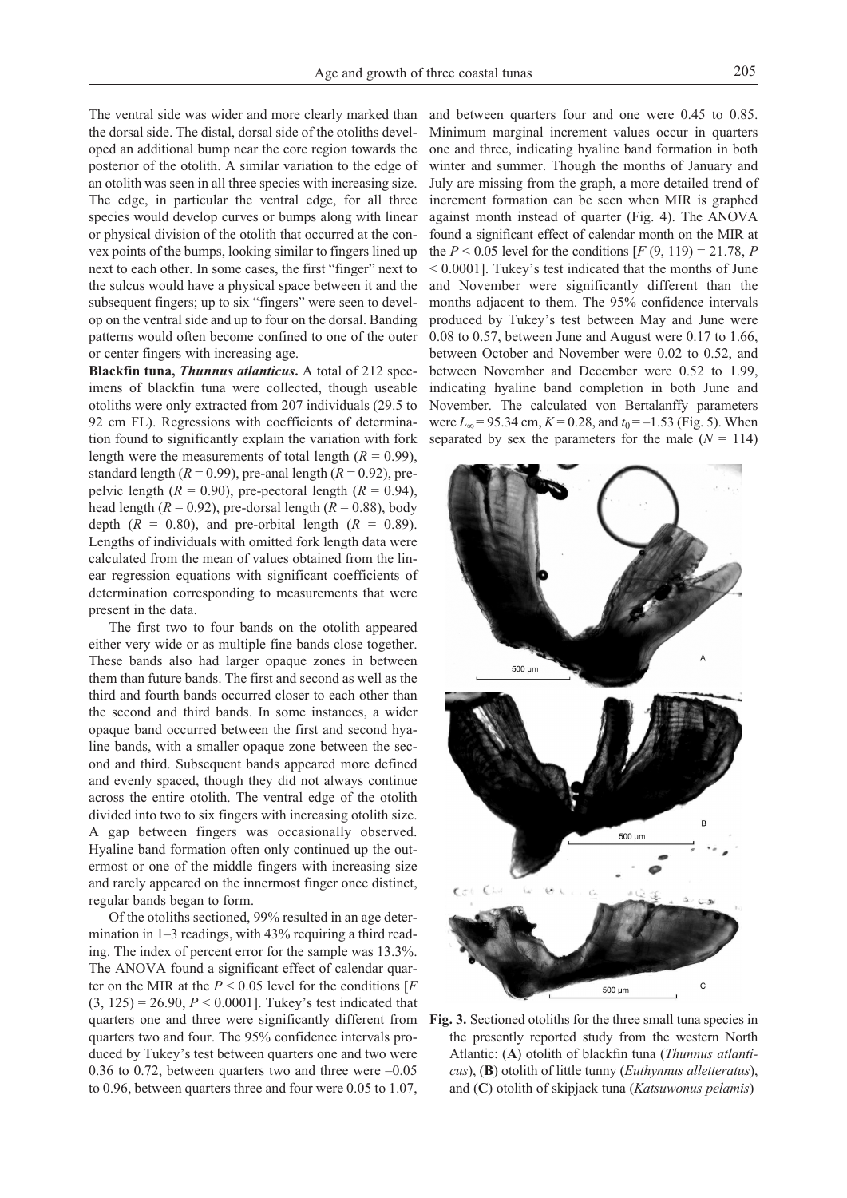The ventral side was wider and more clearly marked than the dorsal side. The distal, dorsal side of the otoliths developed an additional bump near the core region towards the posterior of the otolith. A similar variation to the edge of an otolith was seen in all three species with increasing size. The edge, in particular the ventral edge, for all three species would develop curves or bumps along with linear or physical division of the otolith that occurred at the convex points of the bumps, looking similar to fingers lined up next to each other. In some cases, the first "finger" next to the sulcus would have a physical space between it and the subsequent fingers; up to six "fingers" were seen to develop on the ventral side and up to four on the dorsal. Banding patterns would often become confined to one of the outer or center fingers with increasing age.

**Blackfin tuna, *Thunnus atlanticus*.** A total of 212 specimens of blackfin tuna were collected, though useable otoliths were only extracted from 207 individuals (29.5 to 92 cm FL). Regressions with coefficients of determination found to significantly explain the variation with fork length were the measurements of total length ($R = 0.99$), standard length ($R = 0.99$), pre-anal length ($R = 0.92$), pre-pelvic length ($R = 0.90$), pre-pectoral length ($R = 0.94$), head length ($R = 0.92$), pre-dorsal length ($R = 0.88$), body depth ($R = 0.80$), and pre-orbital length ($R = 0.89$). Lengths of individuals with omitted fork length data were calculated from the mean of values obtained from the linear regression equations with significant coefficients of determination corresponding to measurements that were present in the data.

The first two to four bands on the otolith appeared either very wide or as multiple fine bands close together. These bands also had larger opaque zones in between them than future bands. The first and second as well as the third and fourth bands occurred closer to each other than the second and third bands. In some instances, a wider opaque band occurred between the first and second hyaline bands, with a smaller opaque zone between the second and third. Subsequent bands appeared more defined and evenly spaced, though they did not always continue across the entire otolith. The ventral edge of the otolith divided into two to six fingers with increasing otolith size. A gap between fingers was occasionally observed. Hyaline band formation often only continued up the outermost or one of the middle fingers with increasing size and rarely appeared on the innermost finger once distinct, regular bands began to form.

Of the otoliths sectioned, 99% resulted in an age determination in 1–3 readings, with 43% requiring a third reading. The index of percent error for the sample was 13.3%. The ANOVA found a significant effect of calendar quarter on the MIR at the $P < 0.05$ level for the conditions [$F(3, 125) = 26.90$, $P < 0.0001$]. Tukey's test indicated that quarters one and three were significantly different from quarters two and four. The 95% confidence intervals produced by Tukey's test between quarters one and two were 0.36 to 0.72, between quarters two and three were –0.05 to 0.96, between quarters three and four were 0.05 to 1.07, and between quarters four and one were 0.45 to 0.85. Minimum marginal increment values occur in quarters one and three, indicating hyaline band formation in both winter and summer. Though the months of January and July are missing from the graph, a more detailed trend of increment formation can be seen when MIR is graphed against month instead of quarter (Fig. 4). The ANOVA found a significant effect of calendar month on the MIR at the $P < 0.05$ level for the conditions [$F(9, 119) = 21.78$, $P < 0.0001$]. Tukey's test indicated that the months of June and November were significantly different than the months adjacent to them. The 95% confidence intervals produced by Tukey's test between May and June were 0.08 to 0.57, between June and August were 0.17 to 1.66, between October and November were 0.02 to 0.52, and between November and December were 0.52 to 1.99, indicating hyaline band completion in both June and November. The calculated von Bertalanffy parameters were $L_\infty = 95.34$ cm, $K = 0.28$, and $t_0 = -1.53$ (Fig. 5). When separated by sex the parameters for the male ($N = 114$)

**Fig. 3.** Sectioned otoliths for the three small tuna species in the presently reported study from the western North Atlantic: (**A**) otolith of blackfin tuna (*Thunnus atlanticus*), (**B**) otolith of little tunny (*Euthynnus alletteratus*), and (**C**) otolith of skipjack tuna (*Katsuwonus pelamis*)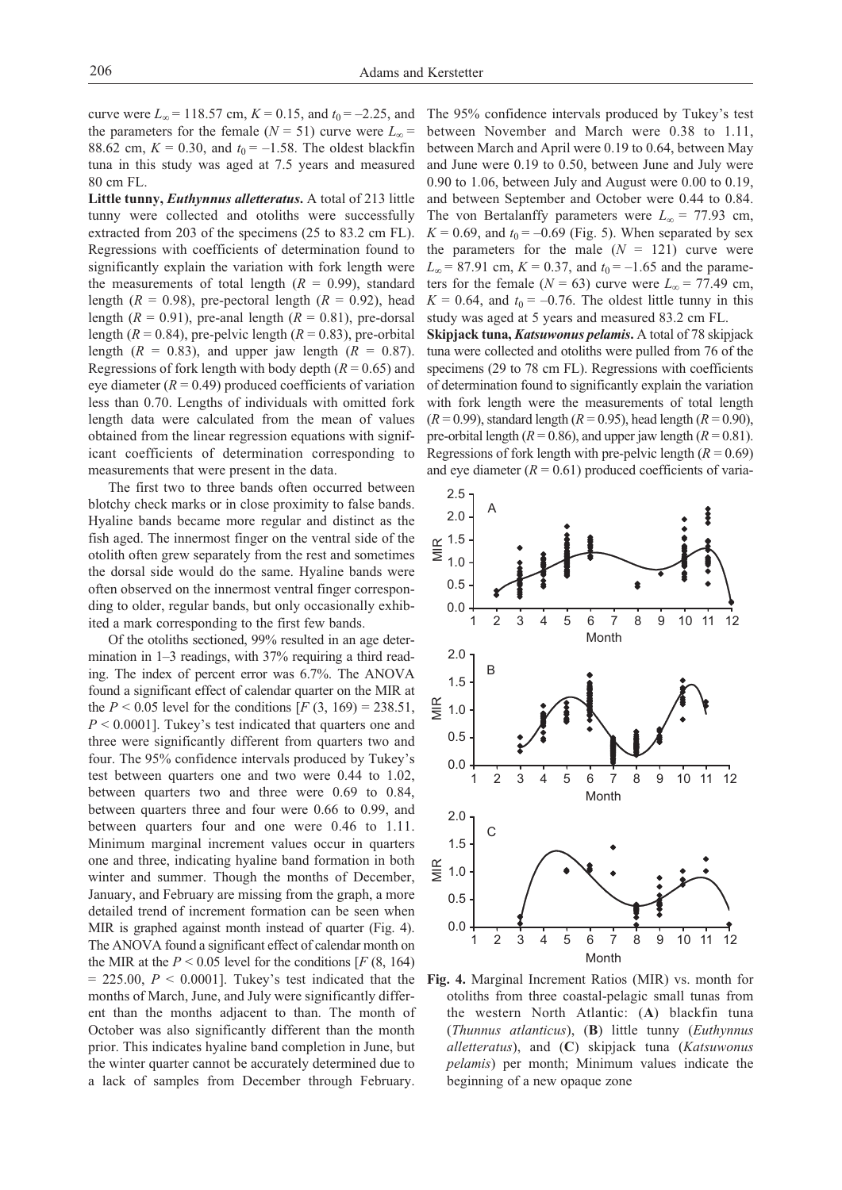curve were $L_\infty = 118.57$ cm, $K = 0.15$, and $t_0 = -2.25$, and the parameters for the female ($N = 51$) curve were $L_\infty = 88.62$ cm, $K = 0.30$, and $t_0 = -1.58$. The oldest blackfin tuna in this study was aged at 7.5 years and measured 80 cm FL.

**Little tunny, *Euthynnus alletteratus*.** A total of 213 little tunny were collected and otoliths were successfully extracted from 203 of the specimens (25 to 83.2 cm FL). Regressions with coefficients of determination found to significantly explain the variation with fork length were the measurements of total length ($R = 0.99$), standard length ($R = 0.98$), pre-pectoral length ($R = 0.92$), head length ($R = 0.91$), pre-anal length ($R = 0.81$), pre-dorsal length ($R = 0.84$), pre-pelvic length ($R = 0.83$), pre-orbital length ($R = 0.83$), and upper jaw length ($R = 0.87$). Regressions of fork length with body depth ($R = 0.65$) and eye diameter ($R = 0.49$) produced coefficients of variation less than 0.70. Lengths of individuals with omitted fork length data were calculated from the mean of values obtained from the linear regression equations with significant coefficients of determination corresponding to measurements that were present in the data.

The first two to three bands often occurred between blotchy check marks or in close proximity to false bands. Hyaline bands became more regular and distinct as the fish aged. The innermost finger on the ventral side of the otolith often grew separately from the rest and sometimes the dorsal side would do the same. Hyaline bands were often observed on the innermost ventral finger corresponding to older, regular bands, but only occasionally exhibited a mark corresponding to the first few bands.

Of the otoliths sectioned, 99% resulted in an age determination in 1–3 readings, with 37% requiring a third reading. The index of percent error was 6.7%. The ANOVA found a significant effect of calendar quarter on the MIR at the $P < 0.05$ level for the conditions [$F(3, 169) = 238.51$, $P < 0.0001$]. Tukey's test indicated that quarters one and three were significantly different from quarters two and four. The 95% confidence intervals produced by Tukey's test between quarters one and two were 0.44 to 1.02, between quarters two and three were 0.69 to 0.84, between quarters three and four were 0.66 to 0.99, and between quarters four and one were 0.46 to 1.11. Minimum marginal increment values occur in quarters one and three, indicating hyaline band formation in both winter and summer. Though the months of December, January, and February are missing from the graph, a more detailed trend of increment formation can be seen when MIR is graphed against month instead of quarter (Fig. 4). The ANOVA found a significant effect of calendar month on the MIR at the $P < 0.05$ level for the conditions [$F(8, 164) = 225.00$, $P < 0.0001$]. Tukey's test indicated that the months of March, June, and July were significantly different than the months adjacent to than. The month of October was also significantly different than the month prior. This indicates hyaline band completion in June, but the winter quarter cannot be accurately determined due to a lack of samples from December through February. The 95% confidence intervals produced by Tukey's test between November and March were 0.38 to 1.11, between March and April were 0.19 to 0.64, between May and June were 0.19 to 0.50, between June and July were 0.90 to 1.06, between July and August were 0.00 to 0.19, and between September and October were 0.44 to 0.84. The von Bertalanffy parameters were $L_\infty = 77.93$ cm, $K = 0.69$, and $t_0 = -0.69$ (Fig. 5). When separated by sex the parameters for the male ($N = 121$) curve were $L_\infty = 87.91$ cm, $K = 0.37$, and $t_0 = -1.65$ and the parameters for the female ($N = 63$) curve were $L_\infty = 77.49$ cm, $K = 0.64$, and $t_0 = -0.76$. The oldest little tunny in this study was aged at 5 years and measured 83.2 cm FL.

**Skipjack tuna, *Katsuwonus pelamis*.** A total of 78 skipjack tuna were collected and otoliths were pulled from 76 of the specimens (29 to 78 cm FL). Regressions with coefficients of determination found to significantly explain the variation with fork length were the measurements of total length ($R = 0.99$), standard length ($R = 0.95$), head length ($R = 0.90$), pre-orbital length ($R = 0.86$), and upper jaw length ($R = 0.81$). Regressions of fork length with pre-pelvic length ($R = 0.69$) and eye diameter ($R = 0.61$) produced coefficients of varia-

**Fig. 4.** Marginal Increment Ratios (MIR) vs. month for otoliths from three coastal-pelagic small tunas from the western North Atlantic: (**A**) blackfin tuna (*Thunnus atlanticus*), (**B**) little tunny (*Euthynnus alletteratus*), and (**C**) skipjack tuna (*Katsuwonus pelamis*) per month; Minimum values indicate the beginning of a new opaque zone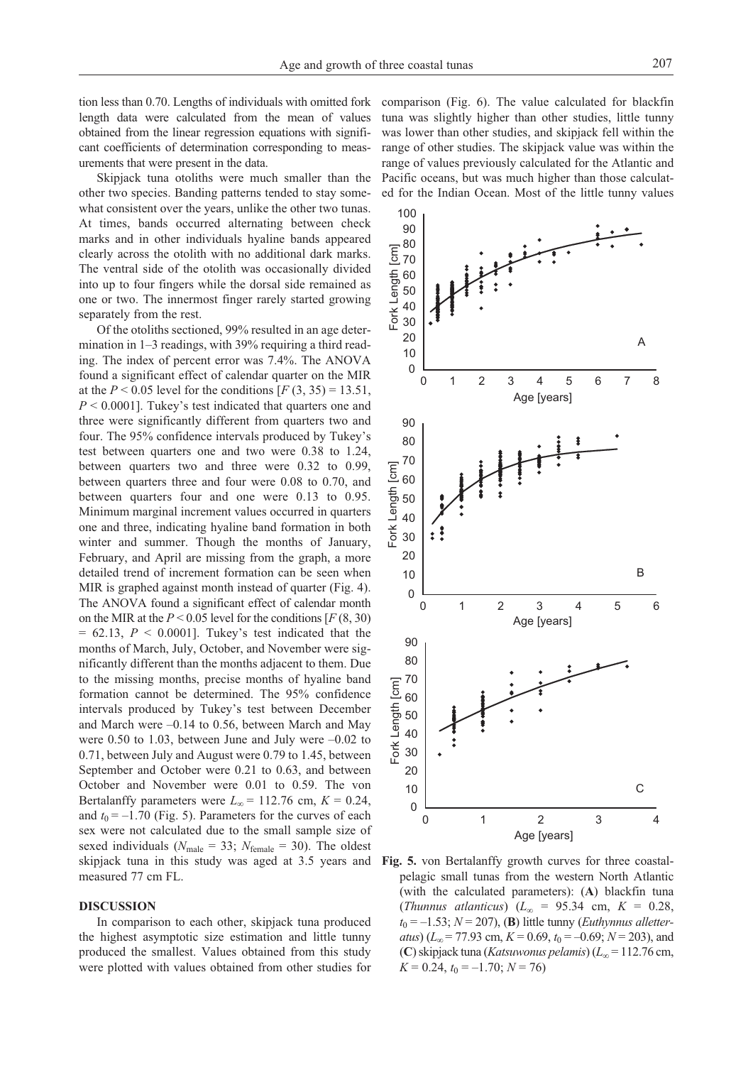tion less than 0.70. Lengths of individuals with omitted fork length data were calculated from the mean of values obtained from the linear regression equations with significant coefficients of determination corresponding to measurements that were present in the data.

Skipjack tuna otoliths were much smaller than the other two species. Banding patterns tended to stay somewhat consistent over the years, unlike the other two tunas. At times, bands occurred alternating between check marks and in other individuals hyaline bands appeared clearly across the otolith with no additional dark marks. The ventral side of the otolith was occasionally divided into up to four fingers while the dorsal side remained as one or two. The innermost finger rarely started growing separately from the rest.

Of the otoliths sectioned, 99% resulted in an age determination in 1–3 readings, with 39% requiring a third reading. The index of percent error was 7.4%. The ANOVA found a significant effect of calendar quarter on the MIR at the $P < 0.05$ level for the conditions [$F(3, 35) = 13.51$, $P < 0.0001$]. Tukey's test indicated that quarters one and three were significantly different from quarters two and four. The 95% confidence intervals produced by Tukey's test between quarters one and two were 0.38 to 1.24, between quarters two and three were 0.32 to 0.99, between quarters three and four were 0.08 to 0.70, and between quarters four and one were 0.13 to 0.95. Minimum marginal increment values occurred in quarters one and three, indicating hyaline band formation in both winter and summer. Though the months of January, February, and April are missing from the graph, a more detailed trend of increment formation can be seen when MIR is graphed against month instead of quarter (Fig. 4). The ANOVA found a significant effect of calendar month on the MIR at the $P < 0.05$ level for the conditions [$F(8, 30) = 62.13$, $P < 0.0001$]. Tukey's test indicated that the months of March, July, October, and November were significantly different than the months adjacent to them. Due to the missing months, precise months of hyaline band formation cannot be determined. The 95% confidence intervals produced by Tukey's test between December and March were –0.14 to 0.56, between March and May were 0.50 to 1.03, between June and July were –0.02 to 0.71, between July and August were 0.79 to 1.45, between September and October were 0.21 to 0.63, and between October and November were 0.01 to 0.59. The von Bertalanffy parameters were $L_\infty = 112.76$ cm, $K = 0.24$, and $t_0 = -1.70$ (Fig. 5). Parameters for the curves of each sex were not calculated due to the small sample size of sexed individuals ($N_{\text{male}} = 33$; $N_{\text{female}} = 30$). The oldest skipjack tuna in this study was aged at 3.5 years and measured 77 cm FL.

## DISCUSSION

In comparison to each other, skipjack tuna produced the highest asymptotic size estimation and little tunny produced the smallest. Values obtained from this study were plotted with values obtained from other studies for comparison (Fig. 6). The value calculated for blackfin tuna was slightly higher than other studies, little tunny was lower than other studies, and skipjack fell within the range of other studies. The skipjack value was within the range of values previously calculated for the Atlantic and Pacific oceans, but was much higher than those calculated for the Indian Ocean. Most of the little tunny values

**Fig. 5.** von Bertalanffy growth curves for three coastal-pelagic small tunas from the western North Atlantic (with the calculated parameters): (**A**) blackfin tuna (*Thunnus atlanticus*) ($L_\infty = 95.34$ cm, $K = 0.28$, $t_0 = -1.53$; $N = 207$), (**B**) little tunny (*Euthynnus alletteratus*) ($L_\infty = 77.93$ cm, $K = 0.69$, $t_0 = -0.69$; $N = 203$), and (**C**) skipjack tuna (*Katsuwonus pelamis*) ($L_\infty = 112.76$ cm, $K = 0.24$, $t_0 = -1.70$; $N = 76$)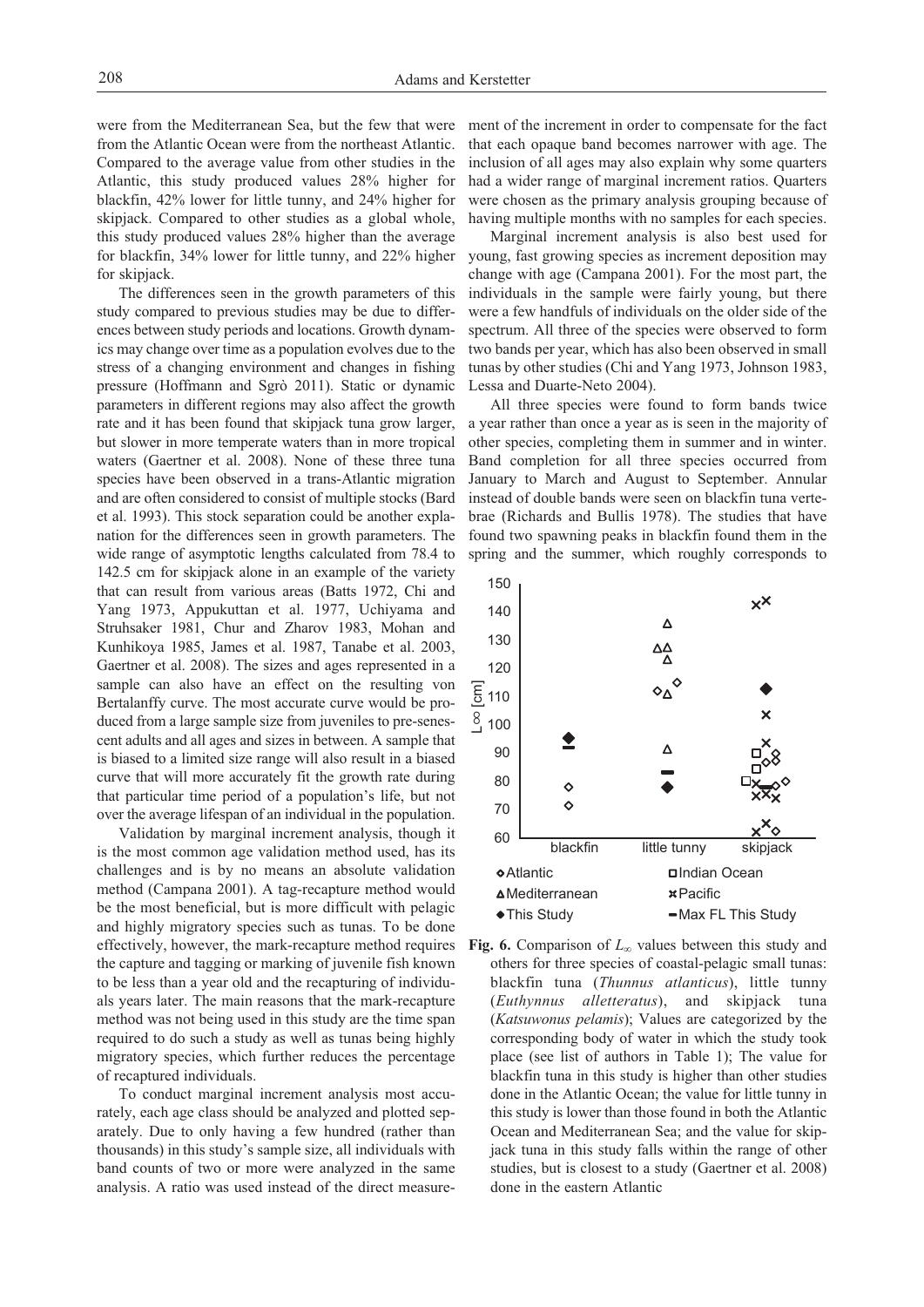were from the Mediterranean Sea, but the few that were from the Atlantic Ocean were from the northeast Atlantic. Compared to the average value from other studies in the Atlantic, this study produced values 28% higher for blackfin, 42% lower for little tunny, and 24% higher for skipjack. Compared to other studies as a global whole, this study produced values 28% higher than the average for blackfin, 34% lower for little tunny, and 22% higher for skipjack.

The differences seen in the growth parameters of this study compared to previous studies may be due to differences between study periods and locations. Growth dynamics may change over time as a population evolves due to the stress of a changing environment and changes in fishing pressure (Hoffmann and Sgrò 2011). Static or dynamic parameters in different regions may also affect the growth rate and it has been found that skipjack tuna grow larger, but slower in more temperate waters than in more tropical waters (Gaertner et al. 2008). None of these three tuna species have been observed in a trans-Atlantic migration and are often considered to consist of multiple stocks (Bard et al. 1993). This stock separation could be another explanation for the differences seen in growth parameters. The wide range of asymptotic lengths calculated from 78.4 to 142.5 cm for skipjack alone in an example of the variety that can result from various areas (Batts 1972, Chi and Yang 1973, Appukuttan et al. 1977, Uchiyama and Struhsaker 1981, Chur and Zharov 1983, Mohan and Kunhikoya 1985, James et al. 1987, Tanabe et al. 2003, Gaertner et al. 2008). The sizes and ages represented in a sample can also have an effect on the resulting von Bertalanffy curve. The most accurate curve would be produced from a large sample size from juveniles to pre-senescent adults and all ages and sizes in between. A sample that is biased to a limited size range will also result in a biased curve that will more accurately fit the growth rate during that particular time period of a population's life, but not over the average lifespan of an individual in the population.

Validation by marginal increment analysis, though it is the most common age validation method used, has its challenges and is by no means an absolute validation method (Campana 2001). A tag-recapture method would be the most beneficial, but is more difficult with pelagic and highly migratory species such as tunas. To be done effectively, however, the mark-recapture method requires the capture and tagging or marking of juvenile fish known to be less than a year old and the recapturing of individuals years later. The main reasons that the mark-recapture method was not being used in this study are the time span required to do such a study as well as tunas being highly migratory species, which further reduces the percentage of recaptured individuals.

To conduct marginal increment analysis most accurately, each age class should be analyzed and plotted separately. Due to only having a few hundred (rather than thousands) in this study's sample size, all individuals with band counts of two or more were analyzed in the same analysis. A ratio was used instead of the direct measurement of the increment in order to compensate for the fact that each opaque band becomes narrower with age. The inclusion of all ages may also explain why some quarters had a wider range of marginal increment ratios. Quarters were chosen as the primary analysis grouping because of having multiple months with no samples for each species.

Marginal increment analysis is also best used for young, fast growing species as increment deposition may change with age (Campana 2001). For the most part, the individuals in the sample were fairly young, but there were a few handfuls of individuals on the older side of the spectrum. All three of the species were observed to form two bands per year, which has also been observed in small tunas by other studies (Chi and Yang 1973, Johnson 1983, Lessa and Duarte-Neto 2004).

All three species were found to form bands twice a year rather than once a year as is seen in the majority of other species, completing them in summer and in winter. Band completion for all three species occurred from January to March and August to September. Annular instead of double bands were seen on blackfin tuna vertebrae (Richards and Bullis 1978). The studies that have found two spawning peaks in blackfin found them in the spring and the summer, which roughly corresponds to

**Fig. 6.** Comparison of $L_\infty$ values between this study and others for three species of coastal-pelagic small tunas: blackfin tuna (*Thunnus atlanticus*), little tunny (*Euthynnus alletteratus*), and skipjack tuna (*Katsuwonus pelamis*); Values are categorized by the corresponding body of water in which the study took place (see list of authors in Table 1); The value for blackfin tuna in this study is higher than other studies done in the Atlantic Ocean; the value for little tunny in this study is lower than those found in both the Atlantic Ocean and Mediterranean Sea; and the value for skipjack tuna in this study falls within the range of other studies, but is closest to a study (Gaertner et al. 2008) done in the eastern Atlantic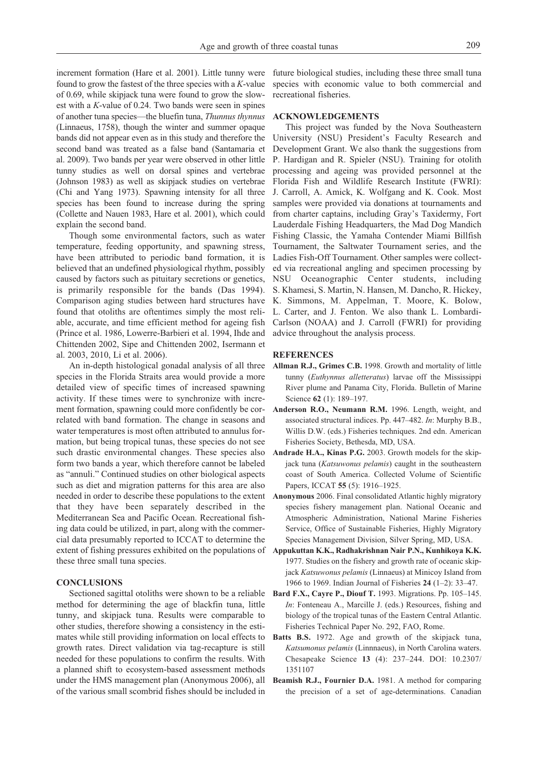increment formation (Hare et al. 2001). Little tunny were found to grow the fastest of the three species with a *K*-value of 0.69, while skipjack tuna were found to grow the slowest with a *K*-value of 0.24. Two bands were seen in spines of another tuna species—the bluefin tuna, *Thunnus thynnus* (Linnaeus, 1758), though the winter and summer opaque bands did not appear even as in this study and therefore the second band was treated as a false band (Santamaria et al. 2009). Two bands per year were observed in other little tunny studies as well on dorsal spines and vertebrae (Johnson 1983) as well as skipjack studies on vertebrae (Chi and Yang 1973). Spawning intensity for all three species has been found to increase during the spring (Collette and Nauen 1983, Hare et al. 2001), which could explain the second band.

Though some environmental factors, such as water temperature, feeding opportunity, and spawning stress, have been attributed to periodic band formation, it is believed that an undefined physiological rhythm, possibly caused by factors such as pituitary secretions or genetics, is primarily responsible for the bands (Das 1994). Comparison aging studies between hard structures have found that otoliths are oftentimes simply the most reliable, accurate, and time efficient method for ageing fish (Prince et al. 1986, Lowerre-Barbieri et al. 1994, Ihde and Chittenden 2002, Sipe and Chittenden 2002, Isermann et al. 2003, 2010, Li et al. 2006).

An in-depth histological gonadal analysis of all three species in the Florida Straits area would provide a more detailed view of specific times of increased spawning activity. If these times were to synchronize with increment formation, spawning could more confidently be correlated with band formation. The change in seasons and water temperatures is most often attributed to annulus formation, but being tropical tunas, these species do not see such drastic environmental changes. These species also form two bands a year, which therefore cannot be labeled as "annuli." Continued studies on other biological aspects such as diet and migration patterns for this area are also needed in order to describe these populations to the extent that they have been separately described in the Mediterranean Sea and Pacific Ocean. Recreational fishing data could be utilized, in part, along with the commercial data presumably reported to ICCAT to determine the extent of fishing pressures exhibited on the populations of these three small tuna species.

## CONCLUSIONS

Sectioned sagittal otoliths were shown to be a reliable method for determining the age of blackfin tuna, little tunny, and skipjack tuna. Results were comparable to other studies, therefore showing a consistency in the estimates while still providing information on local effects to growth rates. Direct validation via tag-recapture is still needed for these populations to confirm the results. With a planned shift to ecosystem-based assessment methods under the HMS management plan (Anonymous 2006), all of the various small scombrid fishes should be included in future biological studies, including these three small tuna species with economic value to both commercial and recreational fisheries.

## ACKNOWLEDGEMENTS

This project was funded by the Nova Southeastern University (NSU) President's Faculty Research and Development Grant. We also thank the suggestions from P. Hardigan and R. Spieler (NSU). Training for otolith processing and ageing was provided personnel at the Florida Fish and Wildlife Research Institute (FWRI): J. Carroll, A. Amick, K. Wolfgang and K. Cook. Most samples were provided via donations at tournaments and from charter captains, including Gray's Taxidermy, Fort Lauderdale Fishing Headquarters, the Mad Dog Mandich Fishing Classic, the Yamaha Contender Miami Billfish Tournament, the Saltwater Tournament series, and the Ladies Fish-Off Tournament. Other samples were collected via recreational angling and specimen processing by NSU Oceanographic Center students, including S. Khamesi, S. Martin, N. Hansen, M. Dancho, R. Hickey, K. Simmons, M. Appelman, T. Moore, K. Bolow, L. Carter, and J. Fenton. We also thank L. Lombardi-Carlson (NOAA) and J. Carroll (FWRI) for providing advice throughout the analysis process.

## REFERENCES

**Allman R.J., Grimes C.B.** 1998. Growth and mortality of little tunny (*Euthynnus alletteratus*) larvae off the Mississippi River plume and Panama City, Florida. Bulletin of Marine Science **62** (1): 189–197.

**Anderson R.O., Neumann R.M.** 1996. Length, weight, and associated structural indices. Pp. 447–482. *In*: Murphy B.B., Willis D.W. (eds.) Fisheries techniques. 2nd edn. American Fisheries Society, Bethesda, MD, USA.

**Andrade H.A., Kinas P.G.** 2003. Growth models for the skipjack tuna (*Katsuwonus pelamis*) caught in the southeastern coast of South America. Collected Volume of Scientific Papers, ICCAT **55** (5): 1916–1925.

**Anonymous** 2006. Final consolidated Atlantic highly migratory species fishery management plan. National Oceanic and Atmospheric Administration, National Marine Fisheries Service, Office of Sustainable Fisheries, Highly Migratory Species Management Division, Silver Spring, MD, USA.

**Appukuttan K.K., Radhakrishnan Nair P.N., Kunhikoya K.K.** 1977. Studies on the fishery and growth rate of oceanic skipjack *Katsuwonus pelamis* (Linnaeus) at Minicoy Island from 1966 to 1969. Indian Journal of Fisheries **24** (1–2): 33–47.

**Bard F.X., Cayre P., Diouf T.** 1993. Migrations. Pp. 105–145. *In*: Fonteneau A., Marcille J. (eds.) Resources, fishing and biology of the tropical tunas of the Eastern Central Atlantic. Fisheries Technical Paper No. 292, FAO, Rome.

**Batts B.S.** 1972. Age and growth of the skipjack tuna, *Katsumonus pelamis* (Linnnaeus), in North Carolina waters. Chesapeake Science **13** (4): 237–244. DOI: 10.2307/1351107

**Beamish R.J., Fournier D.A.** 1981. A method for comparing the precision of a set of age-determinations. Canadian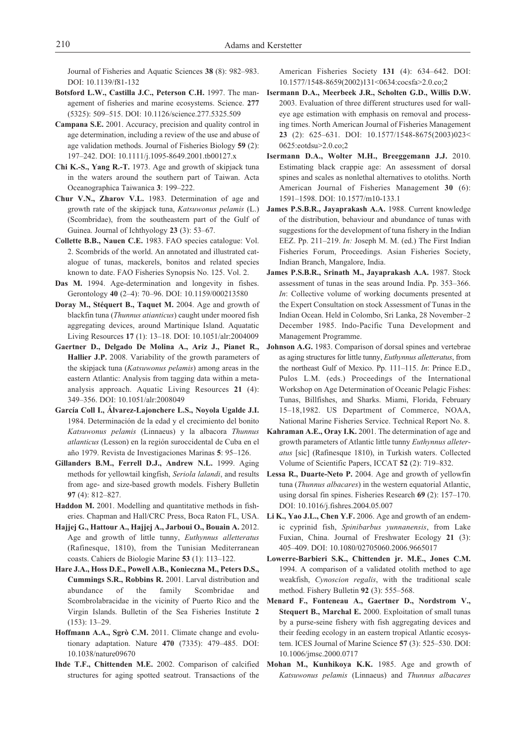Journal of Fisheries and Aquatic Sciences **38** (8): 982–983. DOI: 10.1139/f81-132

**Botsford L.W., Castilla J.C., Peterson C.H.** 1997. The management of fisheries and marine ecosystems. Science. **277** (5325): 509–515. DOI: 10.1126/science.277.5325.509

**Campana S.E.** 2001. Accuracy, precision and quality control in age determination, including a review of the use and abuse of age validation methods. Journal of Fisheries Biology **59** (2): 197–242. DOI: 10.1111/j.1095-8649.2001.tb00127.x

**Chi K.-S., Yang R.-T.** 1973. Age and growth of skipjack tuna in the waters around the southern part of Taiwan. Acta Oceanographica Taiwanica **3**: 199–222.

**Chur V.N., Zharov V.L.** 1983. Determination of age and growth rate of the skipjack tuna, *Katsuwonus pelamis* (L.) (Scombridae), from the southeastern part of the Gulf of Guinea. Journal of Ichthyology **23** (3): 53–67.

**Collette B.B., Nauen C.E.** 1983. FAO species catalogue: Vol. 2. Scombrids of the world. An annotated and illustrated catalogue of tunas, mackerels, bonitos and related species known to date. FAO Fisheries Synopsis No. 125. Vol. 2.

**Das M.** 1994. Age-determination and longevity in fishes. Gerontology **40** (2–4): 70–96. DOI: 10.1159/000213580

**Doray M., Stéquert B., Taquet M.** 2004. Age and growth of blackfin tuna (*Thunnus atianticus*) caught under moored fish aggregating devices, around Martinique Island. Aquatatic Living Resources **17** (1): 13–18. DOI: 10.1051/alr:2004009

**Gaertner D., Delgado De Molina A., Ariz J., Pianet R., Hallier J.P.** 2008. Variability of the growth parameters of the skipjack tuna (*Katsuwonus pelamis*) among areas in the eastern Atlantic: Analysis from tagging data within a meta-analysis approach. Aquatic Living Resources **21** (4): 349–356. DOI: 10.1051/alr:2008049

**García Coll I., Álvarez-Lajonchere L.S., Noyola Ugalde J.I.** 1984. Determinación de la edad y el crecimiento del bonito *Katsuwonus pelamis* (Linnaeus) y la albacora *Thunnus atlanticus* (Lesson) en la región suroccidental de Cuba en el año 1979. Revista de Investigaciones Marinas **5**: 95–126.

**Gillanders B.M., Ferrell D.J., Andrew N.L.** 1999. Aging methods for yellowtail kingfish, *Seriola lalandi*, and results from age- and size-based growth models. Fishery Bulletin **97** (4): 812–827.

**Haddon M.** 2001. Modelling and quantitative methods in fisheries. Chapman and Hall/CRC Press, Boca Raton FL, USA.

**Hajjej G., Hattour A., Hajjej A., Jarboui O., Bouain A.** 2012. Age and growth of little tunny, *Euthynnus alletteratus* (Rafinesque, 1810), from the Tunisian Mediterranean coasts. Cahiers de Biologie Marine **53** (1): 113–122.

**Hare J.A., Hoss D.E., Powell A.B., Konieczna M., Peters D.S., Cummings S.R., Robbins R.** 2001. Larval distribution and abundance of the family Scombridae and Scombrolabracidae in the vicinity of Puerto Rico and the Virgin Islands. Bulletin of the Sea Fisheries Institute **2** (153): 13–29.

**Hoffmann A.A., Sgrò C.M.** 2011. Climate change and evolutionary adaptation. Nature **470** (7335): 479–485. DOI: 10.1038/nature09670

**Ihde T.F., Chittenden M.E.** 2002. Comparison of calcified structures for aging spotted seatrout. Transactions of the American Fisheries Society **131** (4): 634–642. DOI: 10.1577/1548-8659(2002)131<0634:cocsfa>2.0.co;2

**Isermann D.A., Meerbeek J.R., Scholten G.D., Willis D.W.** 2003. Evaluation of three different structures used for walleye age estimation with emphasis on removal and processing times. North American Journal of Fisheries Management **23** (2): 625–631. DOI: 10.1577/1548-8675(2003)023<0625:eotdsu>2.0.co;2

**Isermann D.A., Wolter M.H., Breeggemann J.J.** 2010. Estimating black crappie age: An assessment of dorsal spines and scales as nonlethal alternatives to otoliths. North American Journal of Fisheries Management **30** (6): 1591–1598. DOI: 10.1577/m10-133.1

**James P.S.B.R., Jayaprakash A.A.** 1988. Current knowledge of the distribution, behaviour and abundance of tunas with suggestions for the development of tuna fishery in the Indian EEZ. Pp. 211–219. *In:* Joseph M. M. (ed.) The First Indian Fisheries Forum, Proceedings. Asian Fisheries Society, Indian Branch, Mangalore, India.

**James P.S.B.R., Srinath M., Jayaprakash A.A.** 1987. Stock assessment of tunas in the seas around India. Pp. 353–366. *In*: Collective volume of working documents presented at the Expert Consultation on stock Assessment of Tunas in the Indian Ocean. Held in Colombo, Sri Lanka, 28 November–2 December 1985. Indo-Pacific Tuna Development and Management Programme.

**Johnson A.G.** 1983. Comparison of dorsal spines and vertebrae as aging structures for little tunny, *Euthynnus alletteratus*, from the northeast Gulf of Mexico. Pp. 111–115. *In*: Prince E.D., Pulos L.M. (eds.) Proceedings of the International Workshop on Age Determination of Oceanic Pelagic Fishes: Tunas, Billfishes, and Sharks. Miami, Florida, February 15–18,1982. US Department of Commerce, NOAA, National Marine Fisheries Service. Technical Report No. 8.

**Kahraman A.E., Oray I.K.** 2001. The determination of age and growth parameters of Atlantic little tunny *Euthynnus alleteratus* [sic] (Rafinesque 1810), in Turkish waters. Collected Volume of Scientific Papers, ICCAT **52** (2): 719–832.

**Lessa R., Duarte-Neto P.** 2004. Age and growth of yellowfin tuna (*Thunnus albacares*) in the western equatorial Atlantic, using dorsal fin spines. Fisheries Research **69** (2): 157–170. DOI: 10.1016/j.fishres.2004.05.007

**Li K., Yao J.L., Chen Y.F.** 2006. Age and growth of an endemic cyprinid fish, *Spinibarbus yunnanensis*, from Lake Fuxian, China. Journal of Freshwater Ecology **21** (3): 405–409. DOI: 10.1080/02705060.2006.9665017

**Lowerre-Barbieri S.K., Chittenden jr. M.E., Jones C.M.** 1994. A comparison of a validated otolith method to age weakfish, *Cynoscion regalis*, with the traditional scale method. Fishery Bulletin **92** (3): 555–568.

**Menard F., Fonteneau A., Gaertner D., Nordstrom V., Stequert B., Marchal E.** 2000. Exploitation of small tunas by a purse-seine fishery with fish aggregating devices and their feeding ecology in an eastern tropical Atlantic ecosystem. ICES Journal of Marine Science **57** (3): 525–530. DOI: 10.1006/jmsc.2000.0717

**Mohan M., Kunhikoya K.K.** 1985. Age and growth of *Katsuwonus pelamis* (Linnaeus) and *Thunnus albacares*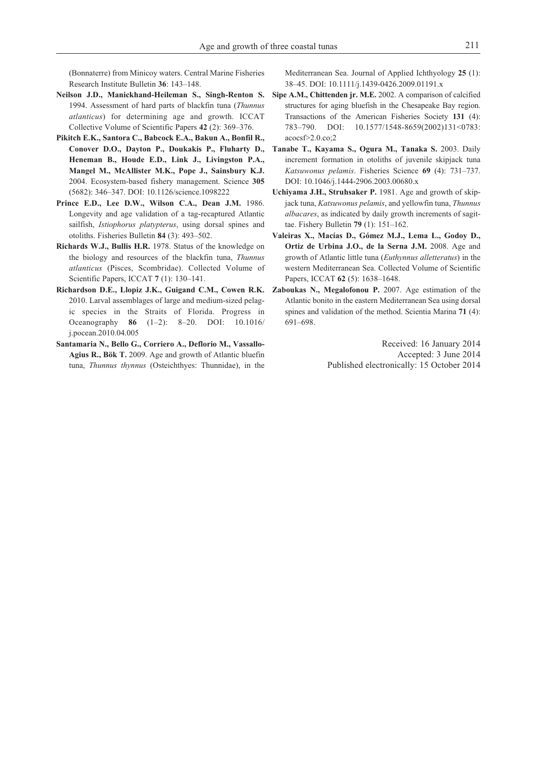(Bonnaterre) from Minicoy waters. Central Marine Fisheries Research Institute Bulletin **36**: 143–148.

**Neilson J.D., Manickhand-Heileman S., Singh-Renton S.** 1994. Assessment of hard parts of blackfin tuna (*Thunnus atlanticus*) for determining age and growth. ICCAT Collective Volume of Scientific Papers **42** (2): 369–376.

**Pikitch E.K., Santora C., Babcock E.A., Bakun A., Bonfil R., Conover D.O., Dayton P., Doukakis P., Fluharty D., Heneman B., Houde E.D., Link J., Livingston P.A., Mangel M., McAllister M.K., Pope J., Sainsbury K.J.** 2004. Ecosystem-based fishery management. Science **305** (5682): 346–347. DOI: 10.1126/science.1098222

**Prince E.D., Lee D.W., Wilson C.A., Dean J.M.** 1986. Longevity and age validation of a tag-recaptured Atlantic sailfish, *Istiophorus platypterus*, using dorsal spines and otoliths. Fisheries Bulletin **84** (3): 493–502.

**Richards W.J., Bullis H.R.** 1978. Status of the knowledge on the biology and resources of the blackfin tuna, *Thunnus atlanticus* (Pisces, Scombridae). Collected Volume of Scientific Papers, ICCAT **7** (1): 130–141.

**Richardson D.E., Llopiz J.K., Guigand C.M., Cowen R.K.** 2010. Larval assemblages of large and medium-sized pelagic species in the Straits of Florida. Progress in Oceanography **86** (1–2): 8–20. DOI: 10.1016/j.pocean.2010.04.005

**Santamaria N., Bello G., Corriero A., Deflorio M., Vassallo-Agius R., Bök T.** 2009. Age and growth of Atlantic bluefin tuna, *Thunnus thynnus* (Osteichthyes: Thunnidae), in the Mediterranean Sea. Journal of Applied Ichthyology **25** (1): 38–45. DOI: 10.1111/j.1439-0426.2009.01191.x

**Sipe A.M., Chittenden jr. M.E.** 2002. A comparison of calcified structures for aging bluefish in the Chesapeake Bay region. Transactions of the American Fisheries Society **131** (4): 783–790. DOI: 10.1577/1548-8659(2002)131<0783:acocsf>2.0.co;2

**Tanabe T., Kayama S., Ogura M., Tanaka S.** 2003. Daily increment formation in otoliths of juvenile skipjack tuna *Katsuwonus pelamis*. Fisheries Science **69** (4): 731–737. DOI: 10.1046/j.1444-2906.2003.00680.x

**Uchiyama J.H., Struhsaker P.** 1981. Age and growth of skipjack tuna, *Katsuwonus pelamis*, and yellowfin tuna, *Thunnus albacares*, as indicated by daily growth increments of sagittae. Fishery Bulletin **79** (1): 151–162.

**Valeiras X., Macías D., Gómez M.J., Lema L., Godoy D., Ortiz de Urbina J.O., de la Serna J.M.** 2008. Age and growth of Atlantic little tuna (*Euthynnus alletteratus*) in the western Mediterranean Sea. Collected Volume of Scientific Papers, ICCAT **62** (5): 1638–1648.

**Zaboukas N., Megalofonou P.** 2007. Age estimation of the Atlantic bonito in the eastern Mediterranean Sea using dorsal spines and validation of the method. Scientia Marina **71** (4): 691–698.

Received: 16 January 2014
Accepted: 3 June 2014
Published electronically: 15 October 2014